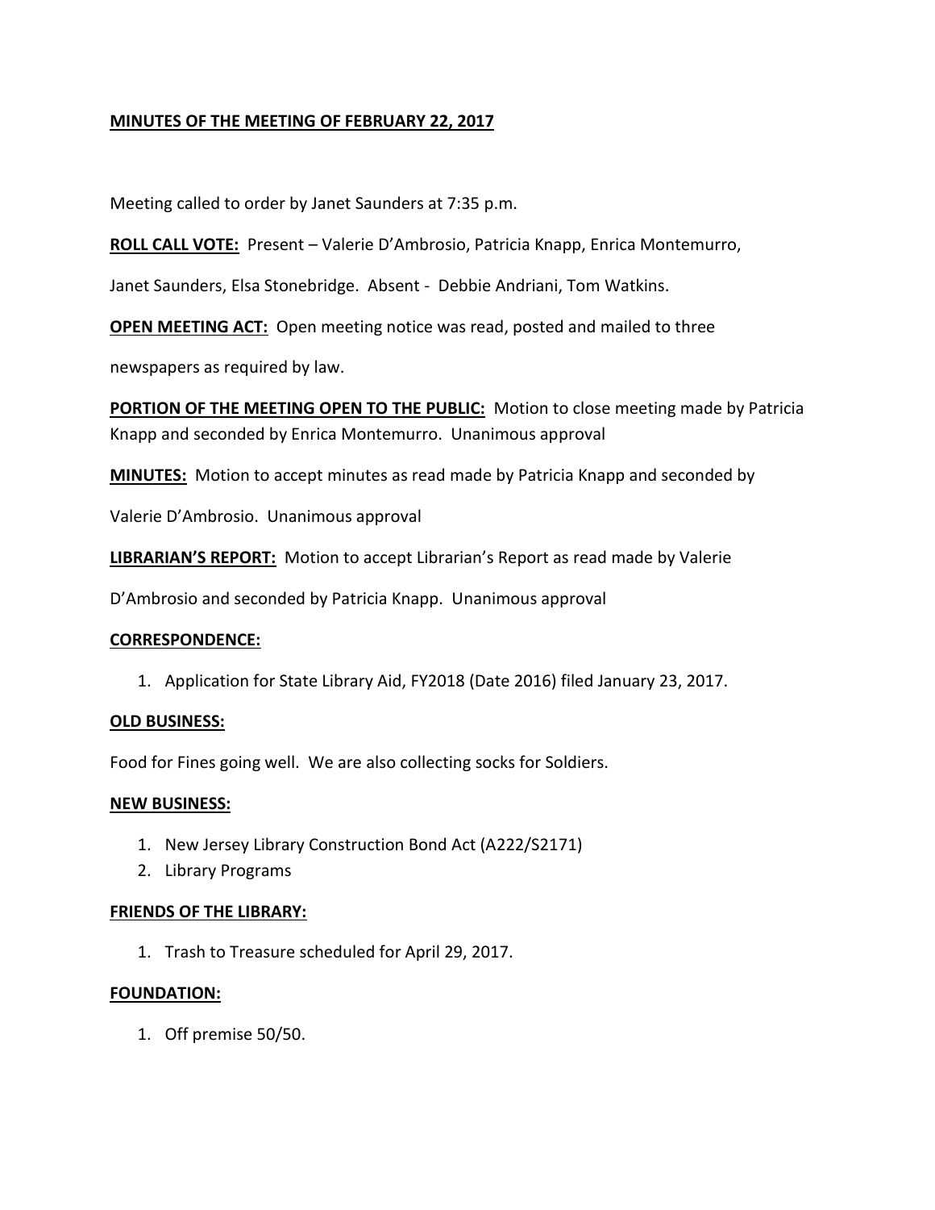**MINUTES OF THE MEETING OF FEBRUARY 22, 2017**

Meeting called to order by Janet Saunders at 7:35 p.m.

**ROLL CALL VOTE:** Present – Valerie D'Ambrosio, Patricia Knapp, Enrica Montemurro, Janet Saunders, Elsa Stonebridge. Absent - Debbie Andriani, Tom Watkins.

**OPEN MEETING ACT:** Open meeting notice was read, posted and mailed to three newspapers as required by law.

**PORTION OF THE MEETING OPEN TO THE PUBLIC:** Motion to close meeting made by Patricia Knapp and seconded by Enrica Montemurro. Unanimous approval

**MINUTES:** Motion to accept minutes as read made by Patricia Knapp and seconded by Valerie D'Ambrosio. Unanimous approval

**LIBRARIAN'S REPORT:** Motion to accept Librarian's Report as read made by Valerie D'Ambrosio and seconded by Patricia Knapp. Unanimous approval

**CORRESPONDENCE:**

1. Application for State Library Aid, FY2018 (Date 2016) filed January 23, 2017.

**OLD BUSINESS:**

Food for Fines going well. We are also collecting socks for Soldiers.

**NEW BUSINESS:**

1. New Jersey Library Construction Bond Act (A222/S2171)
2. Library Programs

**FRIENDS OF THE LIBRARY:**

1. Trash to Treasure scheduled for April 29, 2017.

**FOUNDATION:**

1. Off premise 50/50.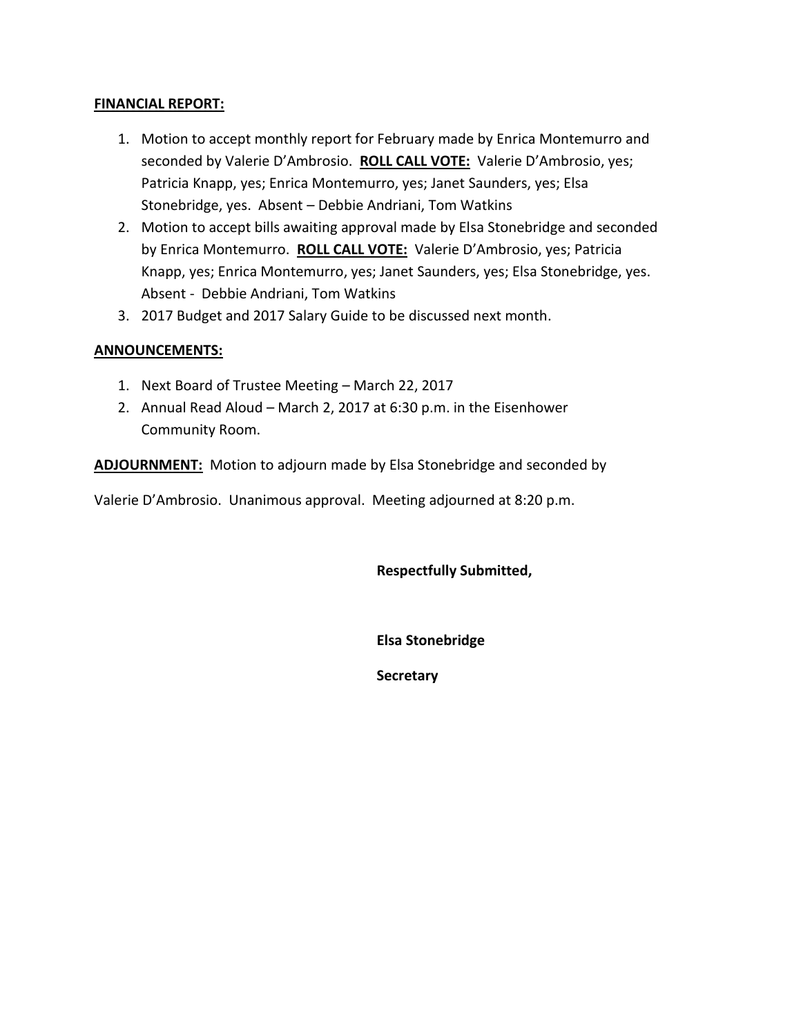**FINANCIAL REPORT:**

1. Motion to accept monthly report for February made by Enrica Montemurro and seconded by Valerie D'Ambrosio. **ROLL CALL VOTE:** Valerie D'Ambrosio, yes; Patricia Knapp, yes; Enrica Montemurro, yes; Janet Saunders, yes; Elsa Stonebridge, yes. Absent – Debbie Andriani, Tom Watkins
2. Motion to accept bills awaiting approval made by Elsa Stonebridge and seconded by Enrica Montemurro. **ROLL CALL VOTE:** Valerie D'Ambrosio, yes; Patricia Knapp, yes; Enrica Montemurro, yes; Janet Saunders, yes; Elsa Stonebridge, yes. Absent - Debbie Andriani, Tom Watkins
3. 2017 Budget and 2017 Salary Guide to be discussed next month.

**ANNOUNCEMENTS:**

1. Next Board of Trustee Meeting – March 22, 2017
2. Annual Read Aloud – March 2, 2017 at 6:30 p.m. in the Eisenhower Community Room.

**ADJOURNMENT:** Motion to adjourn made by Elsa Stonebridge and seconded by Valerie D'Ambrosio. Unanimous approval. Meeting adjourned at 8:20 p.m.

**Respectfully Submitted,**

**Elsa Stonebridge**

**Secretary**